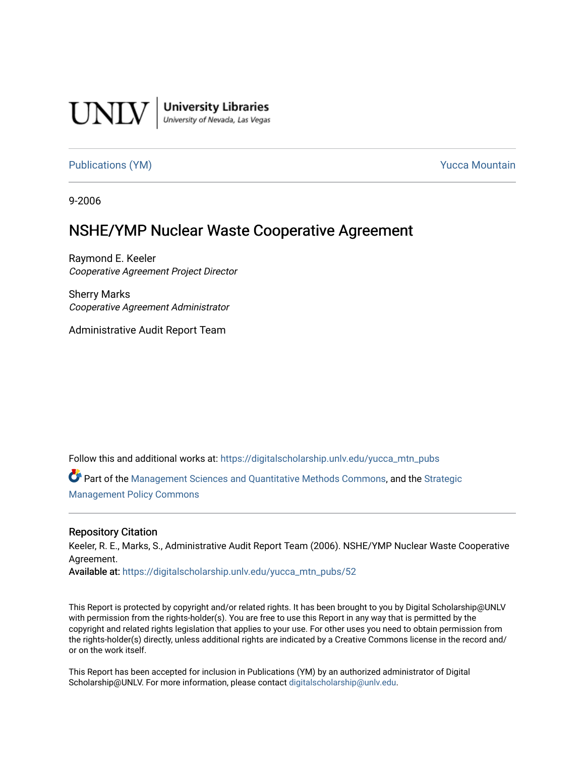UNLV | University Libraries
University of Nevada, Las Vegas

Publications (YM) | Yucca Mountain

9-2006

# NSHE/YMP Nuclear Waste Cooperative Agreement

Raymond E. Keeler
*Cooperative Agreement Project Director*

Sherry Marks
*Cooperative Agreement Administrator*

Administrative Audit Report Team

Follow this and additional works at: https://digitalscholarship.unlv.edu/yucca_mtn_pubs

Part of the Management Sciences and Quantitative Methods Commons, and the Strategic Management Policy Commons

## Repository Citation

Keeler, R. E., Marks, S., Administrative Audit Report Team (2006). NSHE/YMP Nuclear Waste Cooperative Agreement.
**Available at:** https://digitalscholarship.unlv.edu/yucca_mtn_pubs/52

This Report is protected by copyright and/or related rights. It has been brought to you by Digital Scholarship@UNLV with permission from the rights-holder(s). You are free to use this Report in any way that is permitted by the copyright and related rights legislation that applies to your use. For other uses you need to obtain permission from the rights-holder(s) directly, unless additional rights are indicated by a Creative Commons license in the record and/or on the work itself.

This Report has been accepted for inclusion in Publications (YM) by an authorized administrator of Digital Scholarship@UNLV. For more information, please contact digitalscholarship@unlv.edu.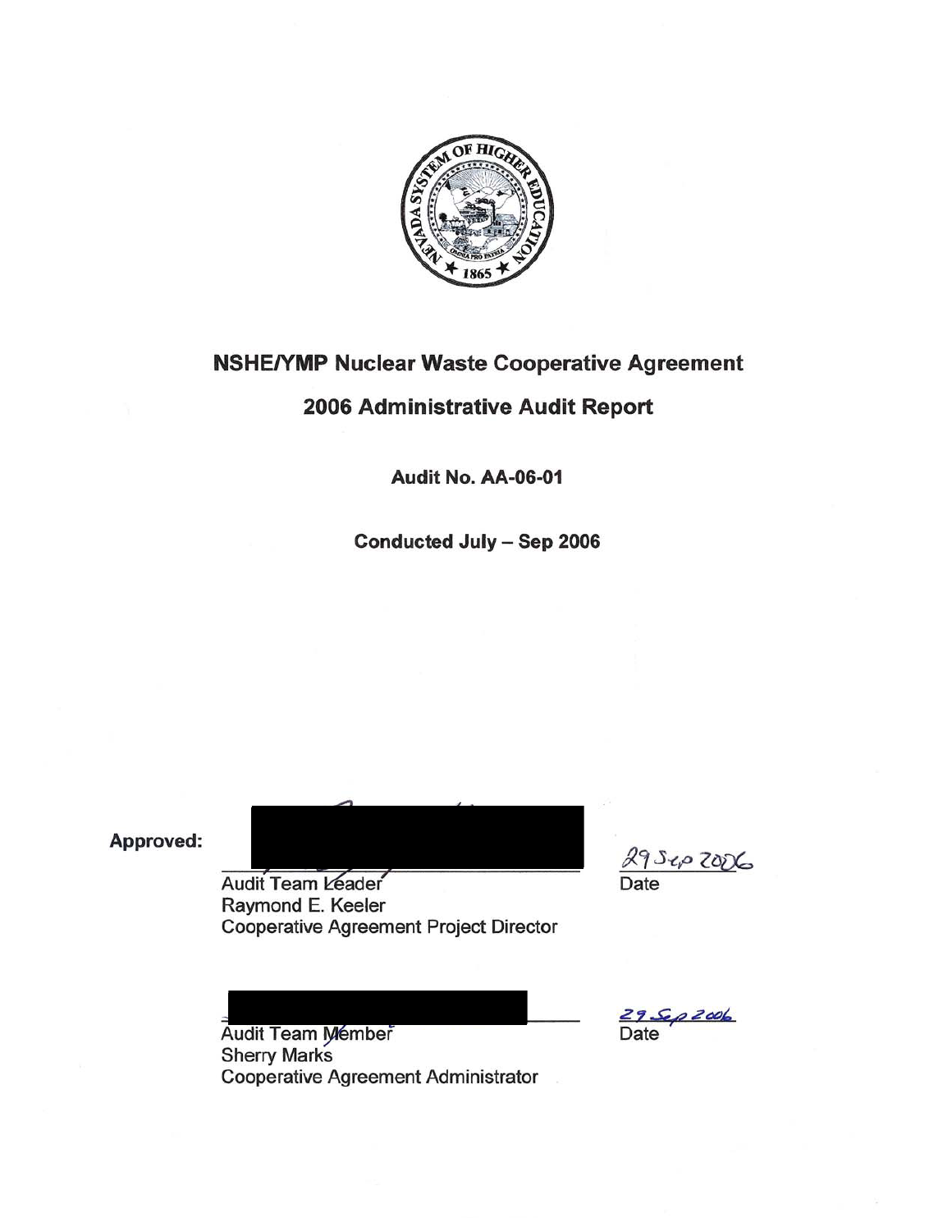# NSHE/YMP Nuclear Waste Cooperative Agreement

## 2006 Administrative Audit Report

**Audit No. AA-06-01**

**Conducted July – Sep 2006**

**Approved:**

Audit Team Leader
Raymond E. Keeler
Cooperative Agreement Project Director

29 Sep 2006
Date

Audit Team Member
Sherry Marks
Cooperative Agreement Administrator

29 Sep 2006
Date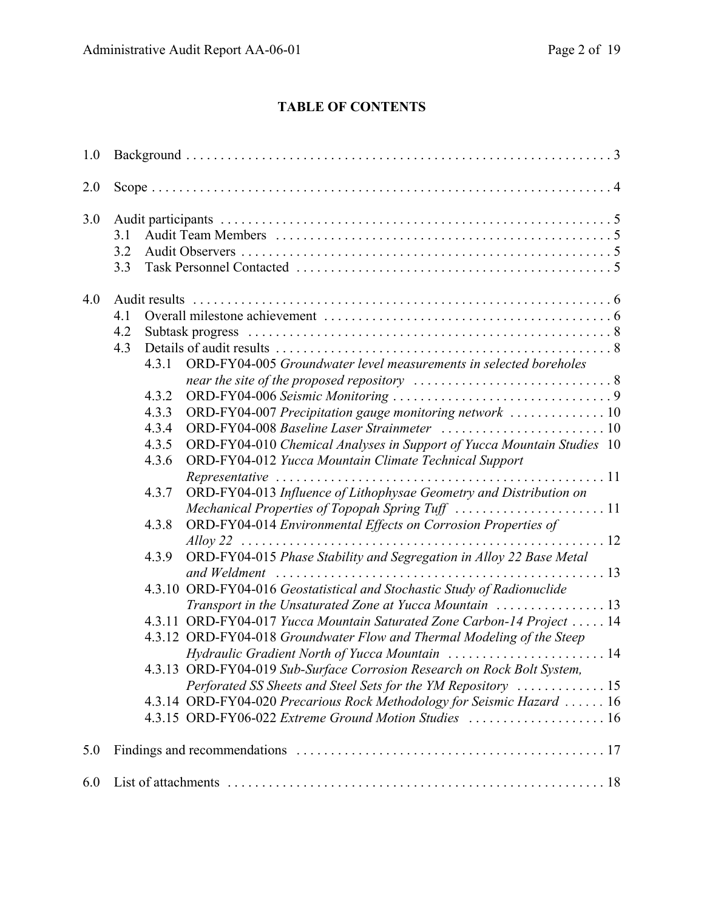# TABLE OF CONTENTS

1.0 Background . . . . . . . . . . . . . . . . . . . . . . . . . . . . . . . . . . . . . . . . . . . . . . . . . . . . . . . . . . . . . 3

2.0 Scope . . . . . . . . . . . . . . . . . . . . . . . . . . . . . . . . . . . . . . . . . . . . . . . . . . . . . . . . . . . . . . . . 4

3.0 Audit participants . . . . . . . . . . . . . . . . . . . . . . . . . . . . . . . . . . . . . . . . . . . . . . . . . . . . . . . 5
- 3.1 Audit Team Members . . . . . . . . . . . . . . . . . . . . . . . . . . . . . . . . . . . . . . . . . . . . . . . . . 5
- 3.2 Audit Observers . . . . . . . . . . . . . . . . . . . . . . . . . . . . . . . . . . . . . . . . . . . . . . . . . . . . . 5
- 3.3 Task Personnel Contacted . . . . . . . . . . . . . . . . . . . . . . . . . . . . . . . . . . . . . . . . . . . . . 5

4.0 Audit results . . . . . . . . . . . . . . . . . . . . . . . . . . . . . . . . . . . . . . . . . . . . . . . . . . . . . . . . . . . 6
- 4.1 Overall milestone achievement . . . . . . . . . . . . . . . . . . . . . . . . . . . . . . . . . . . . . . . . . 6
- 4.2 Subtask progress . . . . . . . . . . . . . . . . . . . . . . . . . . . . . . . . . . . . . . . . . . . . . . . . . . . . 8
- 4.3 Details of audit results . . . . . . . . . . . . . . . . . . . . . . . . . . . . . . . . . . . . . . . . . . . . . . . . 8
  - 4.3.1 ORD-FY04-005 *Groundwater level measurements in selected boreholes near the site of the proposed repository* . . . . . . . . . . . . . . . . . . . . . . . . . . . . . 8
  - 4.3.2 ORD-FY04-006 *Seismic Monitoring* . . . . . . . . . . . . . . . . . . . . . . . . . . . . . . . . 9
  - 4.3.3 ORD-FY04-007 *Precipitation gauge monitoring network* . . . . . . . . . . . . . . 10
  - 4.3.4 ORD-FY04-008 *Baseline Laser Strainmeter* . . . . . . . . . . . . . . . . . . . . . . . . 10
  - 4.3.5 ORD-FY04-010 *Chemical Analyses in Support of Yucca Mountain Studies* 10
  - 4.3.6 ORD-FY04-012 *Yucca Mountain Climate Technical Support Representative* . . . . . . . . . . . . . . . . . . . . . . . . . . . . . . . . . . . . . . . . . . . . . . . . 11
  - 4.3.7 ORD-FY04-013 *Influence of Lithophysae Geometry and Distribution on Mechanical Properties of Topopah Spring Tuff* . . . . . . . . . . . . . . . . . . . . . . 11
  - 4.3.8 ORD-FY04-014 *Environmental Effects on Corrosion Properties of Alloy 22* . . . . . . . . . . . . . . . . . . . . . . . . . . . . . . . . . . . . . . . . . . . . . . . . . . . . . 12
  - 4.3.9 ORD-FY04-015 *Phase Stability and Segregation in Alloy 22 Base Metal and Weldment* . . . . . . . . . . . . . . . . . . . . . . . . . . . . . . . . . . . . . . . . . . . . . . . . . 13
  - 4.3.10 ORD-FY04-016 *Geostatistical and Stochastic Study of Radionuclide Transport in the Unsaturated Zone at Yucca Mountain* . . . . . . . . . . . . . . . . 13
  - 4.3.11 ORD-FY04-017 *Yucca Mountain Saturated Zone Carbon-14 Project* . . . . . 14
  - 4.3.12 ORD-FY04-018 *Groundwater Flow and Thermal Modeling of the Steep Hydraulic Gradient North of Yucca Mountain* . . . . . . . . . . . . . . . . . . . . . . . 14
  - 4.3.13 ORD-FY04-019 *Sub-Surface Corrosion Research on Rock Bolt System, Perforated SS Sheets and Steel Sets for the YM Repository* . . . . . . . . . . . . . 15
  - 4.3.14 ORD-FY04-020 *Precarious Rock Methodology for Seismic Hazard* . . . . . . 16
  - 4.3.15 ORD-FY06-022 *Extreme Ground Motion Studies* . . . . . . . . . . . . . . . . . . . . . 16

5.0 Findings and recommendations . . . . . . . . . . . . . . . . . . . . . . . . . . . . . . . . . . . . . . . . . . . . . 17

6.0 List of attachments . . . . . . . . . . . . . . . . . . . . . . . . . . . . . . . . . . . . . . . . . . . . . . . . . . . . . . . 18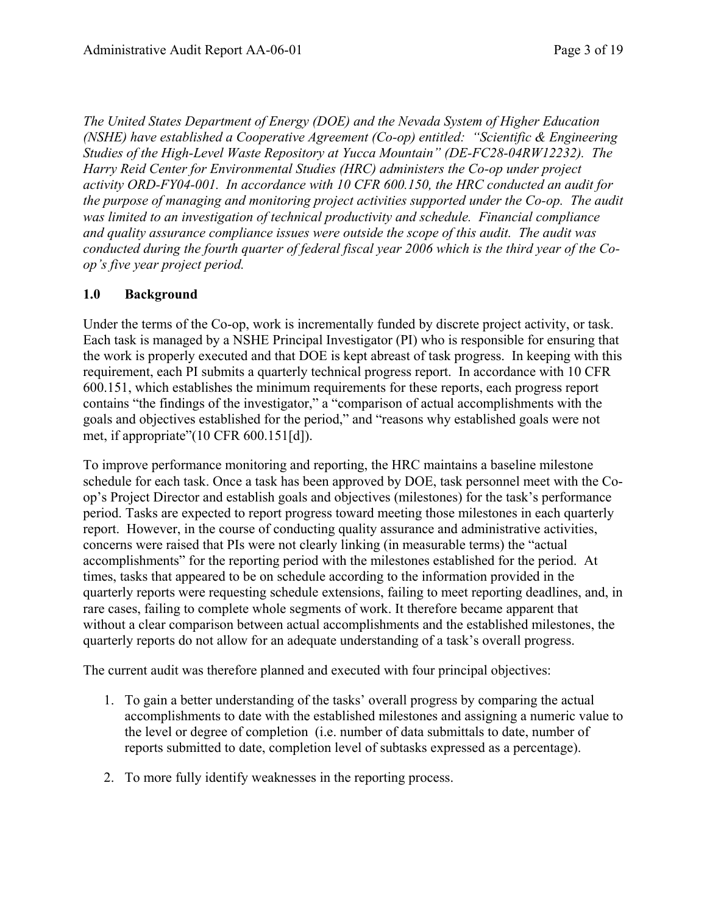*The United States Department of Energy (DOE) and the Nevada System of Higher Education (NSHE) have established a Cooperative Agreement (Co-op) entitled: "Scientific & Engineering Studies of the High-Level Waste Repository at Yucca Mountain" (DE-FC28-04RW12232). The Harry Reid Center for Environmental Studies (HRC) administers the Co-op under project activity ORD-FY04-001. In accordance with 10 CFR 600.150, the HRC conducted an audit for the purpose of managing and monitoring project activities supported under the Co-op. The audit was limited to an investigation of technical productivity and schedule. Financial compliance and quality assurance compliance issues were outside the scope of this audit. The audit was conducted during the fourth quarter of federal fiscal year 2006 which is the third year of the Co-op's five year project period.*

## 1.0 Background

Under the terms of the Co-op, work is incrementally funded by discrete project activity, or task. Each task is managed by a NSHE Principal Investigator (PI) who is responsible for ensuring that the work is properly executed and that DOE is kept abreast of task progress. In keeping with this requirement, each PI submits a quarterly technical progress report. In accordance with 10 CFR 600.151, which establishes the minimum requirements for these reports, each progress report contains "the findings of the investigator," a "comparison of actual accomplishments with the goals and objectives established for the period," and "reasons why established goals were not met, if appropriate"(10 CFR 600.151[d]).

To improve performance monitoring and reporting, the HRC maintains a baseline milestone schedule for each task. Once a task has been approved by DOE, task personnel meet with the Co-op's Project Director and establish goals and objectives (milestones) for the task's performance period. Tasks are expected to report progress toward meeting those milestones in each quarterly report. However, in the course of conducting quality assurance and administrative activities, concerns were raised that PIs were not clearly linking (in measurable terms) the "actual accomplishments" for the reporting period with the milestones established for the period. At times, tasks that appeared to be on schedule according to the information provided in the quarterly reports were requesting schedule extensions, failing to meet reporting deadlines, and, in rare cases, failing to complete whole segments of work. It therefore became apparent that without a clear comparison between actual accomplishments and the established milestones, the quarterly reports do not allow for an adequate understanding of a task's overall progress.

The current audit was therefore planned and executed with four principal objectives:

1. To gain a better understanding of the tasks' overall progress by comparing the actual accomplishments to date with the established milestones and assigning a numeric value to the level or degree of completion (i.e. number of data submittals to date, number of reports submitted to date, completion level of subtasks expressed as a percentage).

2. To more fully identify weaknesses in the reporting process.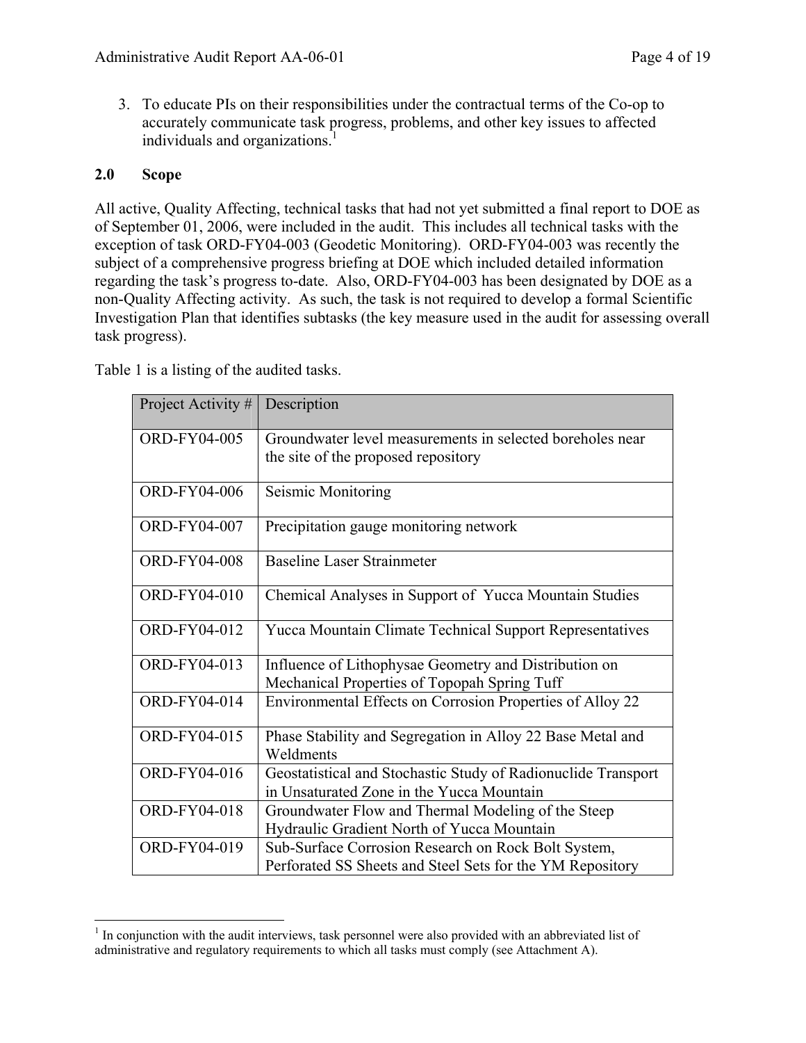3. To educate PIs on their responsibilities under the contractual terms of the Co-op to accurately communicate task progress, problems, and other key issues to affected individuals and organizations.[1]

## 2.0 Scope

All active, Quality Affecting, technical tasks that had not yet submitted a final report to DOE as of September 01, 2006, were included in the audit. This includes all technical tasks with the exception of task ORD-FY04-003 (Geodetic Monitoring). ORD-FY04-003 was recently the subject of a comprehensive progress briefing at DOE which included detailed information regarding the task's progress to-date. Also, ORD-FY04-003 has been designated by DOE as a non-Quality Affecting activity. As such, the task is not required to develop a formal Scientific Investigation Plan that identifies subtasks (the key measure used in the audit for assessing overall task progress).

Table 1 is a listing of the audited tasks.

| Project Activity # | Description |
|---|---|
| ORD-FY04-005 | Groundwater level measurements in selected boreholes near the site of the proposed repository |
| ORD-FY04-006 | Seismic Monitoring |
| ORD-FY04-007 | Precipitation gauge monitoring network |
| ORD-FY04-008 | Baseline Laser Strainmeter |
| ORD-FY04-010 | Chemical Analyses in Support of Yucca Mountain Studies |
| ORD-FY04-012 | Yucca Mountain Climate Technical Support Representatives |
| ORD-FY04-013 | Influence of Lithophysae Geometry and Distribution on Mechanical Properties of Topopah Spring Tuff |
| ORD-FY04-014 | Environmental Effects on Corrosion Properties of Alloy 22 |
| ORD-FY04-015 | Phase Stability and Segregation in Alloy 22 Base Metal and Weldments |
| ORD-FY04-016 | Geostatistical and Stochastic Study of Radionuclide Transport in Unsaturated Zone in the Yucca Mountain |
| ORD-FY04-018 | Groundwater Flow and Thermal Modeling of the Steep Hydraulic Gradient North of Yucca Mountain |
| ORD-FY04-019 | Sub-Surface Corrosion Research on Rock Bolt System, Perforated SS Sheets and Steel Sets for the YM Repository |

[1] In conjunction with the audit interviews, task personnel were also provided with an abbreviated list of administrative and regulatory requirements to which all tasks must comply (see Attachment A).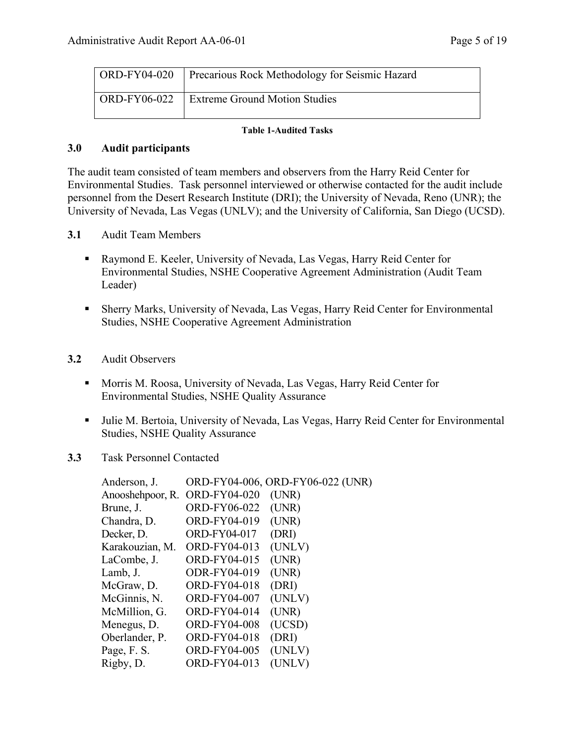| ORD-FY04-020 | Precarious Rock Methodology for Seismic Hazard |
|---|---|
| ORD-FY06-022 | Extreme Ground Motion Studies |

**Table 1-Audited Tasks**

## 3.0 Audit participants

The audit team consisted of team members and observers from the Harry Reid Center for Environmental Studies. Task personnel interviewed or otherwise contacted for the audit include personnel from the Desert Research Institute (DRI); the University of Nevada, Reno (UNR); the University of Nevada, Las Vegas (UNLV); and the University of California, San Diego (UCSD).

### 3.1 Audit Team Members

- Raymond E. Keeler, University of Nevada, Las Vegas, Harry Reid Center for Environmental Studies, NSHE Cooperative Agreement Administration (Audit Team Leader)
- Sherry Marks, University of Nevada, Las Vegas, Harry Reid Center for Environmental Studies, NSHE Cooperative Agreement Administration

### 3.2 Audit Observers

- Morris M. Roosa, University of Nevada, Las Vegas, Harry Reid Center for Environmental Studies, NSHE Quality Assurance
- Julie M. Bertoia, University of Nevada, Las Vegas, Harry Reid Center for Environmental Studies, NSHE Quality Assurance

### 3.3 Task Personnel Contacted

| | | |
|---|---|---|
| Anderson, J. | ORD-FY04-006, ORD-FY06-022 (UNR) | |
| Anooshehpoor, R. | ORD-FY04-020 | (UNR) |
| Brune, J. | ORD-FY06-022 | (UNR) |
| Chandra, D. | ORD-FY04-019 | (UNR) |
| Decker, D. | ORD-FY04-017 | (DRI) |
| Karakouzian, M. | ORD-FY04-013 | (UNLV) |
| LaCombe, J. | ORD-FY04-015 | (UNR) |
| Lamb, J. | ODR-FY04-019 | (UNR) |
| McGraw, D. | ORD-FY04-018 | (DRI) |
| McGinnis, N. | ORD-FY04-007 | (UNLV) |
| McMillion, G. | ORD-FY04-014 | (UNR) |
| Menegus, D. | ORD-FY04-008 | (UCSD) |
| Oberlander, P. | ORD-FY04-018 | (DRI) |
| Page, F. S. | ORD-FY04-005 | (UNLV) |
| Rigby, D. | ORD-FY04-013 | (UNLV) |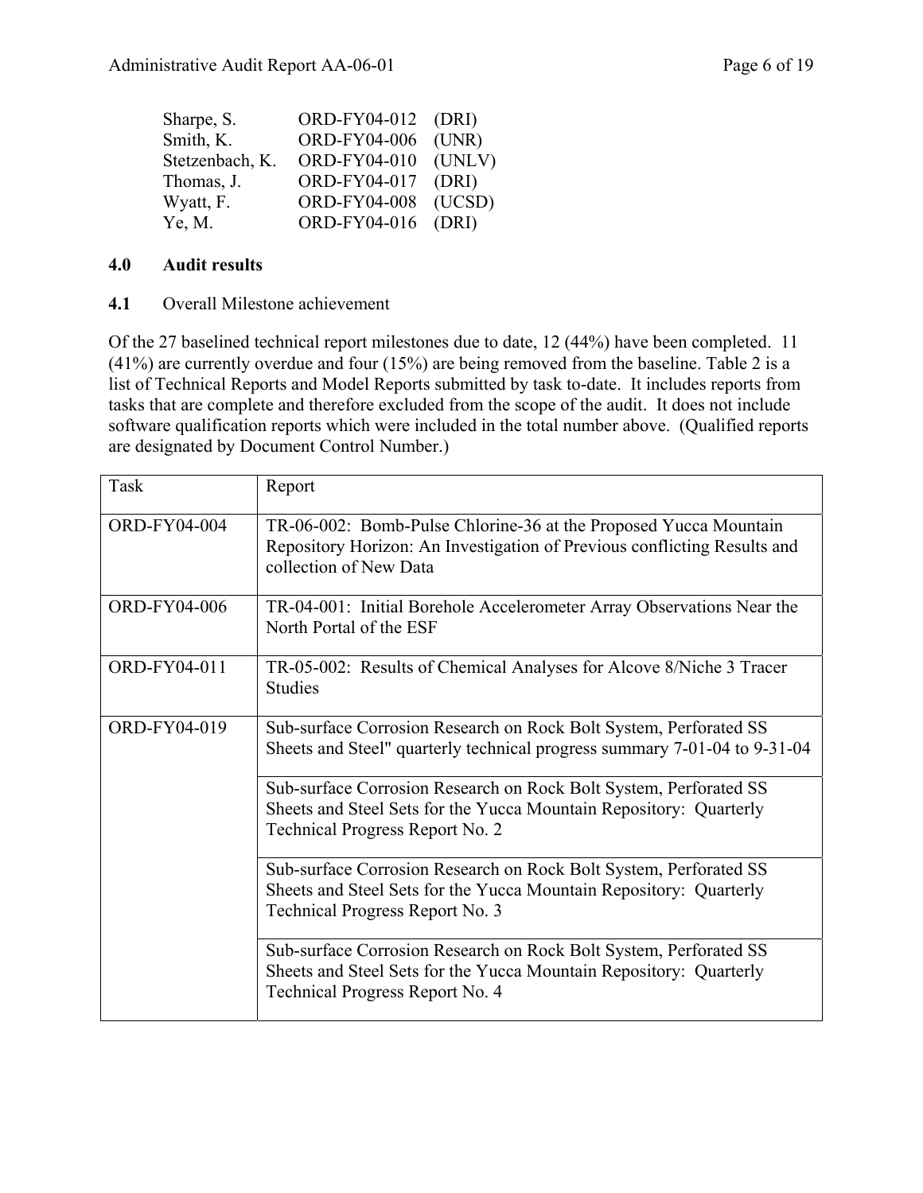| | | |
|---|---|---|
| Sharpe, S. | ORD-FY04-012 | (DRI) |
| Smith, K. | ORD-FY04-006 | (UNR) |
| Stetzenbach, K. | ORD-FY04-010 | (UNLV) |
| Thomas, J. | ORD-FY04-017 | (DRI) |
| Wyatt, F. | ORD-FY04-008 | (UCSD) |
| Ye, M. | ORD-FY04-016 | (DRI) |

## 4.0 Audit results

**4.1** Overall Milestone achievement

Of the 27 baselined technical report milestones due to date, 12 (44%) have been completed. 11 (41%) are currently overdue and four (15%) are being removed from the baseline. Table 2 is a list of Technical Reports and Model Reports submitted by task to-date. It includes reports from tasks that are complete and therefore excluded from the scope of the audit. It does not include software qualification reports which were included in the total number above. (Qualified reports are designated by Document Control Number.)

| Task | Report |
|---|---|
| ORD-FY04-004 | TR-06-002: Bomb-Pulse Chlorine-36 at the Proposed Yucca Mountain Repository Horizon: An Investigation of Previous conflicting Results and collection of New Data |
| ORD-FY04-006 | TR-04-001: Initial Borehole Accelerometer Array Observations Near the North Portal of the ESF |
| ORD-FY04-011 | TR-05-002: Results of Chemical Analyses for Alcove 8/Niche 3 Tracer Studies |
| ORD-FY04-019 | Sub-surface Corrosion Research on Rock Bolt System, Perforated SS Sheets and Steel" quarterly technical progress summary 7-01-04 to 9-31-04 |
| | Sub-surface Corrosion Research on Rock Bolt System, Perforated SS Sheets and Steel Sets for the Yucca Mountain Repository: Quarterly Technical Progress Report No. 2 |
| | Sub-surface Corrosion Research on Rock Bolt System, Perforated SS Sheets and Steel Sets for the Yucca Mountain Repository: Quarterly Technical Progress Report No. 3 |
| | Sub-surface Corrosion Research on Rock Bolt System, Perforated SS Sheets and Steel Sets for the Yucca Mountain Repository: Quarterly Technical Progress Report No. 4 |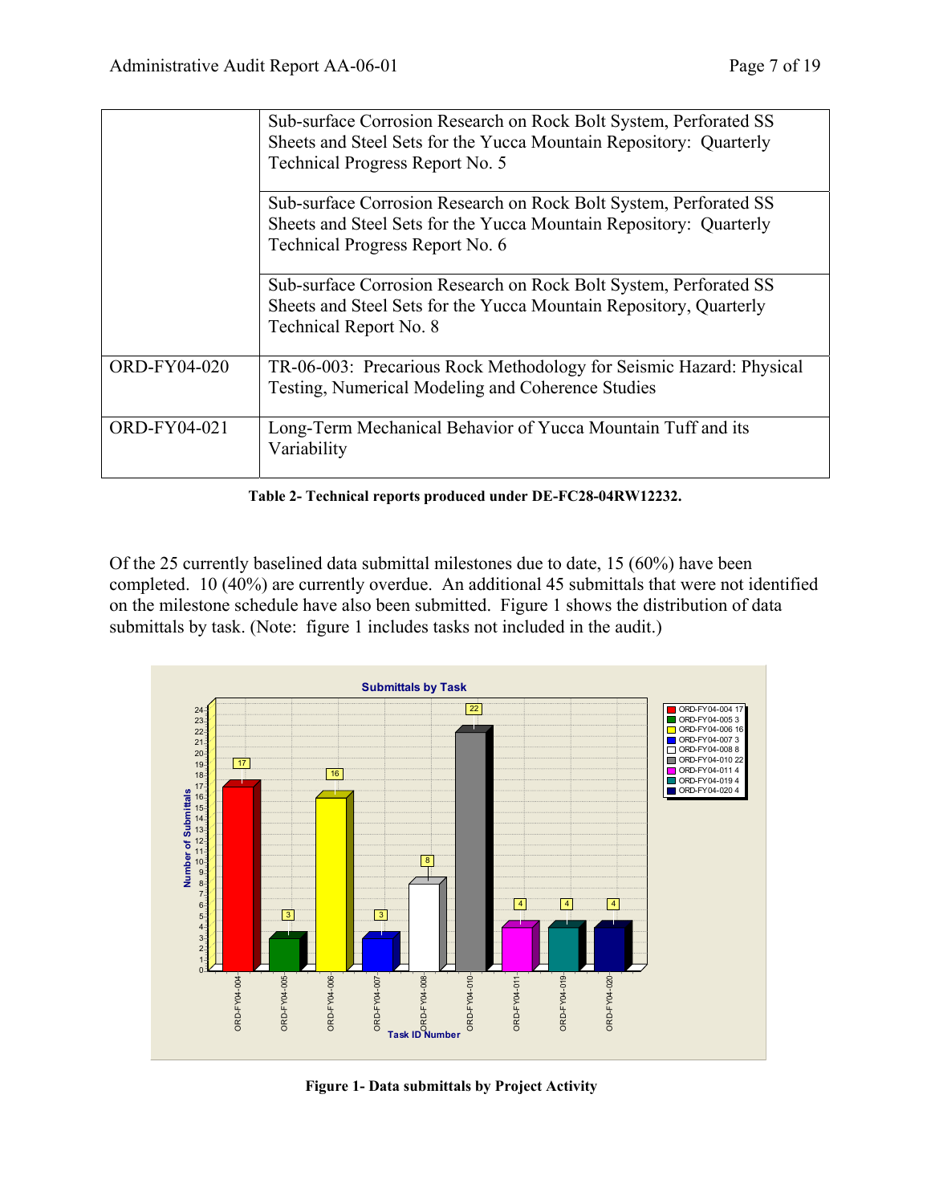| | |
|---|---|
| | Sub-surface Corrosion Research on Rock Bolt System, Perforated SS Sheets and Steel Sets for the Yucca Mountain Repository: Quarterly Technical Progress Report No. 5 |
| | Sub-surface Corrosion Research on Rock Bolt System, Perforated SS Sheets and Steel Sets for the Yucca Mountain Repository: Quarterly Technical Progress Report No. 6 |
| | Sub-surface Corrosion Research on Rock Bolt System, Perforated SS Sheets and Steel Sets for the Yucca Mountain Repository, Quarterly Technical Report No. 8 |
| ORD-FY04-020 | TR-06-003: Precarious Rock Methodology for Seismic Hazard: Physical Testing, Numerical Modeling and Coherence Studies |
| ORD-FY04-021 | Long-Term Mechanical Behavior of Yucca Mountain Tuff and its Variability |

**Table 2- Technical reports produced under DE-FC28-04RW12232.**

Of the 25 currently baselined data submittal milestones due to date, 15 (60%) have been completed. 10 (40%) are currently overdue. An additional 45 submittals that were not identified on the milestone schedule have also been submitted. Figure 1 shows the distribution of data submittals by task. (Note: figure 1 includes tasks not included in the audit.)

**Submittals by Task**

| Task ID Number | Number of Submittals |
|---|---|
| ORD-FY04-004 | 17 |
| ORD-FY04-005 | 3 |
| ORD-FY04-006 | 16 |
| ORD-FY04-007 | 3 |
| ORD-FY04-008 | 8 |
| ORD-FY04-010 | 22 |
| ORD-FY04-011 | 4 |
| ORD-FY04-019 | 4 |
| ORD-FY04-020 | 4 |

**Figure 1- Data submittals by Project Activity**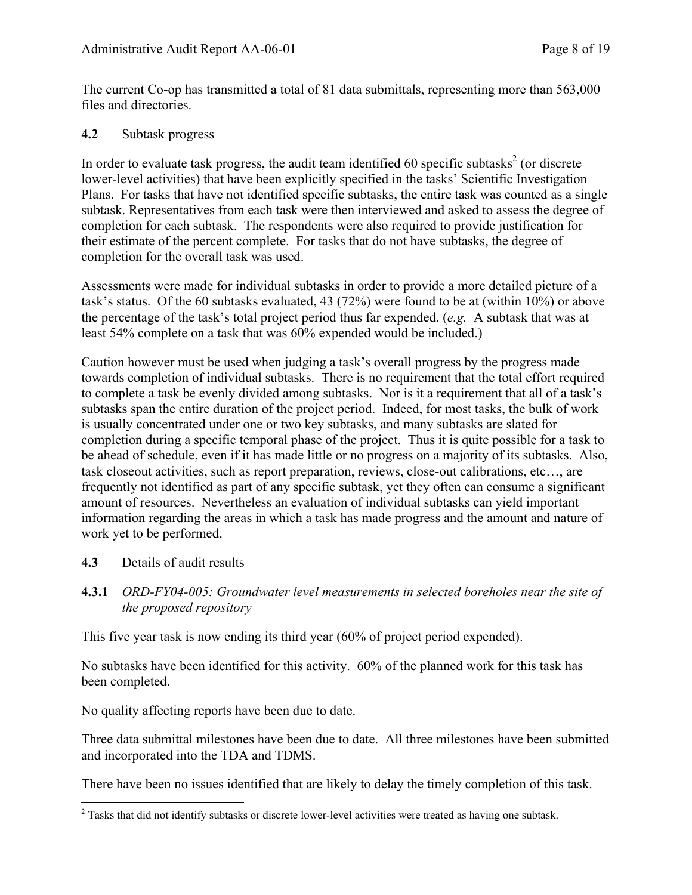The current Co-op has transmitted a total of 81 data submittals, representing more than 563,000 files and directories.

**4.2** Subtask progress

In order to evaluate task progress, the audit team identified 60 specific subtasks[2] (or discrete lower-level activities) that have been explicitly specified in the tasks' Scientific Investigation Plans. For tasks that have not identified specific subtasks, the entire task was counted as a single subtask. Representatives from each task were then interviewed and asked to assess the degree of completion for each subtask. The respondents were also required to provide justification for their estimate of the percent complete. For tasks that do not have subtasks, the degree of completion for the overall task was used.

Assessments were made for individual subtasks in order to provide a more detailed picture of a task's status. Of the 60 subtasks evaluated, 43 (72%) were found to be at (within 10%) or above the percentage of the task's total project period thus far expended. (*e.g.* A subtask that was at least 54% complete on a task that was 60% expended would be included.)

Caution however must be used when judging a task's overall progress by the progress made towards completion of individual subtasks. There is no requirement that the total effort required to complete a task be evenly divided among subtasks. Nor is it a requirement that all of a task's subtasks span the entire duration of the project period. Indeed, for most tasks, the bulk of work is usually concentrated under one or two key subtasks, and many subtasks are slated for completion during a specific temporal phase of the project. Thus it is quite possible for a task to be ahead of schedule, even if it has made little or no progress on a majority of its subtasks. Also, task closeout activities, such as report preparation, reviews, close-out calibrations, etc…, are frequently not identified as part of any specific subtask, yet they often can consume a significant amount of resources. Nevertheless an evaluation of individual subtasks can yield important information regarding the areas in which a task has made progress and the amount and nature of work yet to be performed.

**4.3** Details of audit results

**4.3.1** *ORD-FY04-005: Groundwater level measurements in selected boreholes near the site of the proposed repository*

This five year task is now ending its third year (60% of project period expended).

No subtasks have been identified for this activity. 60% of the planned work for this task has been completed.

No quality affecting reports have been due to date.

Three data submittal milestones have been due to date. All three milestones have been submitted and incorporated into the TDA and TDMS.

There have been no issues identified that are likely to delay the timely completion of this task.

---

[2] Tasks that did not identify subtasks or discrete lower-level activities were treated as having one subtask.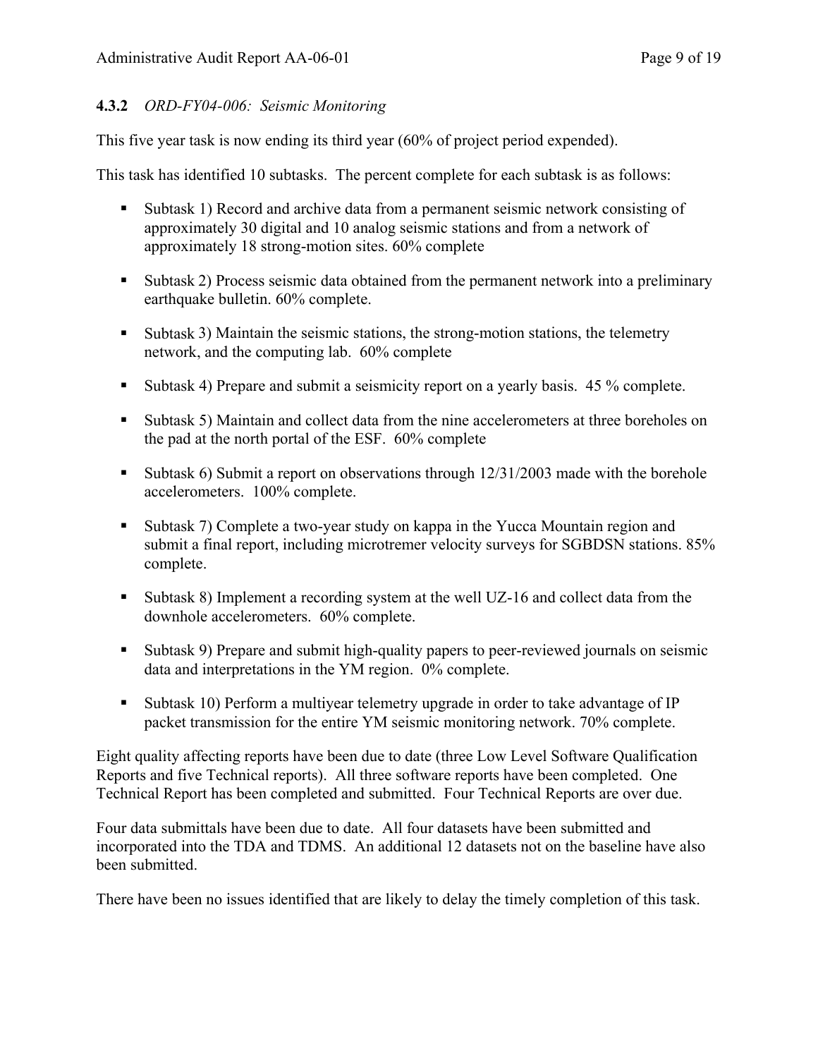#### **4.3.2** *ORD-FY04-006: Seismic Monitoring*

This five year task is now ending its third year (60% of project period expended).

This task has identified 10 subtasks. The percent complete for each subtask is as follows:

- Subtask 1) Record and archive data from a permanent seismic network consisting of approximately 30 digital and 10 analog seismic stations and from a network of approximately 18 strong-motion sites. 60% complete
- Subtask 2) Process seismic data obtained from the permanent network into a preliminary earthquake bulletin. 60% complete.
- Subtask 3) Maintain the seismic stations, the strong-motion stations, the telemetry network, and the computing lab. 60% complete
- Subtask 4) Prepare and submit a seismicity report on a yearly basis. 45 % complete.
- Subtask 5) Maintain and collect data from the nine accelerometers at three boreholes on the pad at the north portal of the ESF. 60% complete
- Subtask 6) Submit a report on observations through 12/31/2003 made with the borehole accelerometers. 100% complete.
- Subtask 7) Complete a two-year study on kappa in the Yucca Mountain region and submit a final report, including microtremer velocity surveys for SGBDSN stations. 85% complete.
- Subtask 8) Implement a recording system at the well UZ-16 and collect data from the downhole accelerometers. 60% complete.
- Subtask 9) Prepare and submit high-quality papers to peer-reviewed journals on seismic data and interpretations in the YM region. 0% complete.
- Subtask 10) Perform a multiyear telemetry upgrade in order to take advantage of IP packet transmission for the entire YM seismic monitoring network. 70% complete.

Eight quality affecting reports have been due to date (three Low Level Software Qualification Reports and five Technical reports). All three software reports have been completed. One Technical Report has been completed and submitted. Four Technical Reports are over due.

Four data submittals have been due to date. All four datasets have been submitted and incorporated into the TDA and TDMS. An additional 12 datasets not on the baseline have also been submitted.

There have been no issues identified that are likely to delay the timely completion of this task.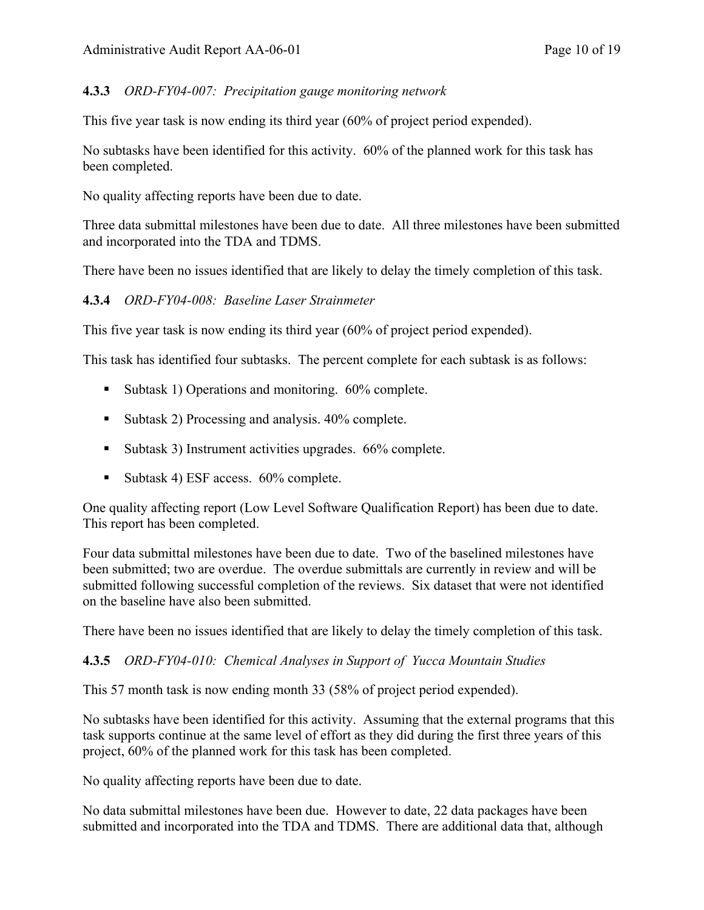#### **4.3.3** *ORD-FY04-007: Precipitation gauge monitoring network*

This five year task is now ending its third year (60% of project period expended).

No subtasks have been identified for this activity. 60% of the planned work for this task has been completed.

No quality affecting reports have been due to date.

Three data submittal milestones have been due to date. All three milestones have been submitted and incorporated into the TDA and TDMS.

There have been no issues identified that are likely to delay the timely completion of this task.

#### **4.3.4** *ORD-FY04-008: Baseline Laser Strainmeter*

This five year task is now ending its third year (60% of project period expended).

This task has identified four subtasks. The percent complete for each subtask is as follows:

- Subtask 1) Operations and monitoring. 60% complete.
- Subtask 2) Processing and analysis. 40% complete.
- Subtask 3) Instrument activities upgrades. 66% complete.
- Subtask 4) ESF access. 60% complete.

One quality affecting report (Low Level Software Qualification Report) has been due to date. This report has been completed.

Four data submittal milestones have been due to date. Two of the baselined milestones have been submitted; two are overdue. The overdue submittals are currently in review and will be submitted following successful completion of the reviews. Six dataset that were not identified on the baseline have also been submitted.

There have been no issues identified that are likely to delay the timely completion of this task.

#### **4.3.5** *ORD-FY04-010: Chemical Analyses in Support of Yucca Mountain Studies*

This 57 month task is now ending month 33 (58% of project period expended).

No subtasks have been identified for this activity. Assuming that the external programs that this task supports continue at the same level of effort as they did during the first three years of this project, 60% of the planned work for this task has been completed.

No quality affecting reports have been due to date.

No data submittal milestones have been due. However to date, 22 data packages have been submitted and incorporated into the TDA and TDMS. There are additional data that, although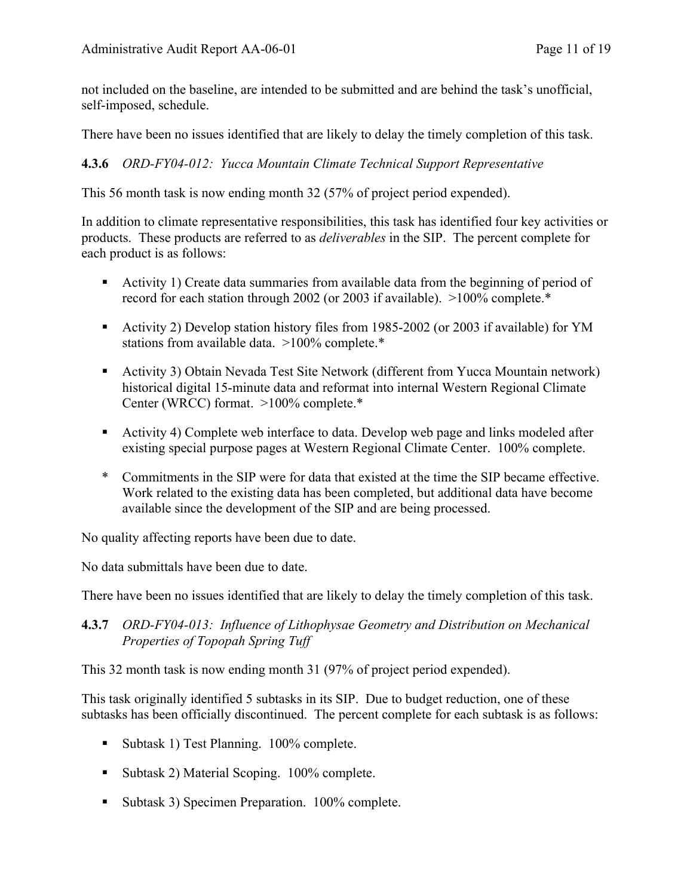not included on the baseline, are intended to be submitted and are behind the task's unofficial, self-imposed, schedule.

There have been no issues identified that are likely to delay the timely completion of this task.

#### 4.3.6 *ORD-FY04-012: Yucca Mountain Climate Technical Support Representative*

This 56 month task is now ending month 32 (57% of project period expended).

In addition to climate representative responsibilities, this task has identified four key activities or products. These products are referred to as *deliverables* in the SIP. The percent complete for each product is as follows:

- Activity 1) Create data summaries from available data from the beginning of period of record for each station through 2002 (or 2003 if available). >100% complete.*
- Activity 2) Develop station history files from 1985-2002 (or 2003 if available) for YM stations from available data. >100% complete.*
- Activity 3) Obtain Nevada Test Site Network (different from Yucca Mountain network) historical digital 15-minute data and reformat into internal Western Regional Climate Center (WRCC) format. >100% complete.*
- Activity 4) Complete web interface to data. Develop web page and links modeled after existing special purpose pages at Western Regional Climate Center. 100% complete.

\* Commitments in the SIP were for data that existed at the time the SIP became effective. Work related to the existing data has been completed, but additional data have become available since the development of the SIP and are being processed.

No quality affecting reports have been due to date.

No data submittals have been due to date.

There have been no issues identified that are likely to delay the timely completion of this task.

#### 4.3.7 *ORD-FY04-013: Influence of Lithophysae Geometry and Distribution on Mechanical Properties of Topopah Spring Tuff*

This 32 month task is now ending month 31 (97% of project period expended).

This task originally identified 5 subtasks in its SIP. Due to budget reduction, one of these subtasks has been officially discontinued. The percent complete for each subtask is as follows:

- Subtask 1) Test Planning. 100% complete.
- Subtask 2) Material Scoping. 100% complete.
- Subtask 3) Specimen Preparation. 100% complete.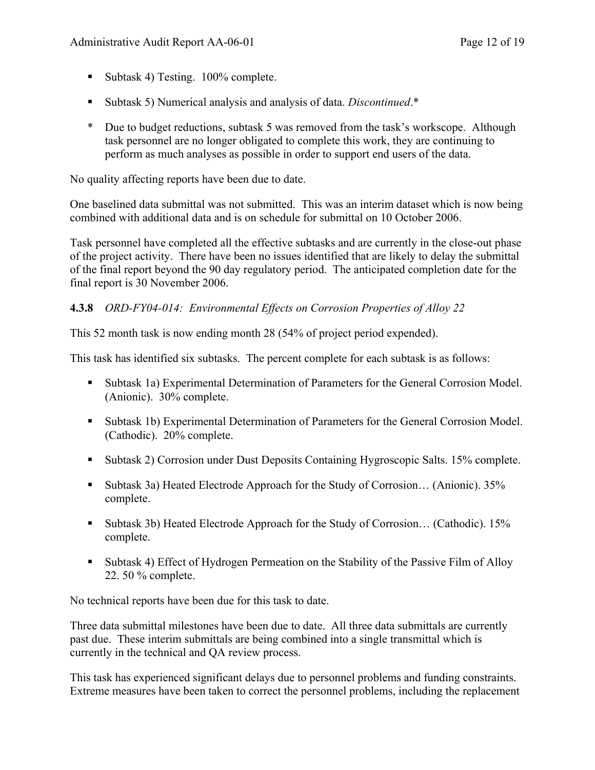- Subtask 4) Testing. 100% complete.
- Subtask 5) Numerical analysis and analysis of data. *Discontinued*.*

\* Due to budget reductions, subtask 5 was removed from the task's workscope. Although task personnel are no longer obligated to complete this work, they are continuing to perform as much analyses as possible in order to support end users of the data.

No quality affecting reports have been due to date.

One baselined data submittal was not submitted. This was an interim dataset which is now being combined with additional data and is on schedule for submittal on 10 October 2006.

Task personnel have completed all the effective subtasks and are currently in the close-out phase of the project activity. There have been no issues identified that are likely to delay the submittal of the final report beyond the 90 day regulatory period. The anticipated completion date for the final report is 30 November 2006.

**4.3.8** *ORD-FY04-014: Environmental Effects on Corrosion Properties of Alloy 22*

This 52 month task is now ending month 28 (54% of project period expended).

This task has identified six subtasks. The percent complete for each subtask is as follows:

- Subtask 1a) Experimental Determination of Parameters for the General Corrosion Model. (Anionic). 30% complete.
- Subtask 1b) Experimental Determination of Parameters for the General Corrosion Model. (Cathodic). 20% complete.
- Subtask 2) Corrosion under Dust Deposits Containing Hygroscopic Salts. 15% complete.
- Subtask 3a) Heated Electrode Approach for the Study of Corrosion… (Anionic). 35% complete.
- Subtask 3b) Heated Electrode Approach for the Study of Corrosion… (Cathodic). 15% complete.
- Subtask 4) Effect of Hydrogen Permeation on the Stability of the Passive Film of Alloy 22. 50 % complete.

No technical reports have been due for this task to date.

Three data submittal milestones have been due to date. All three data submittals are currently past due. These interim submittals are being combined into a single transmittal which is currently in the technical and QA review process.

This task has experienced significant delays due to personnel problems and funding constraints. Extreme measures have been taken to correct the personnel problems, including the replacement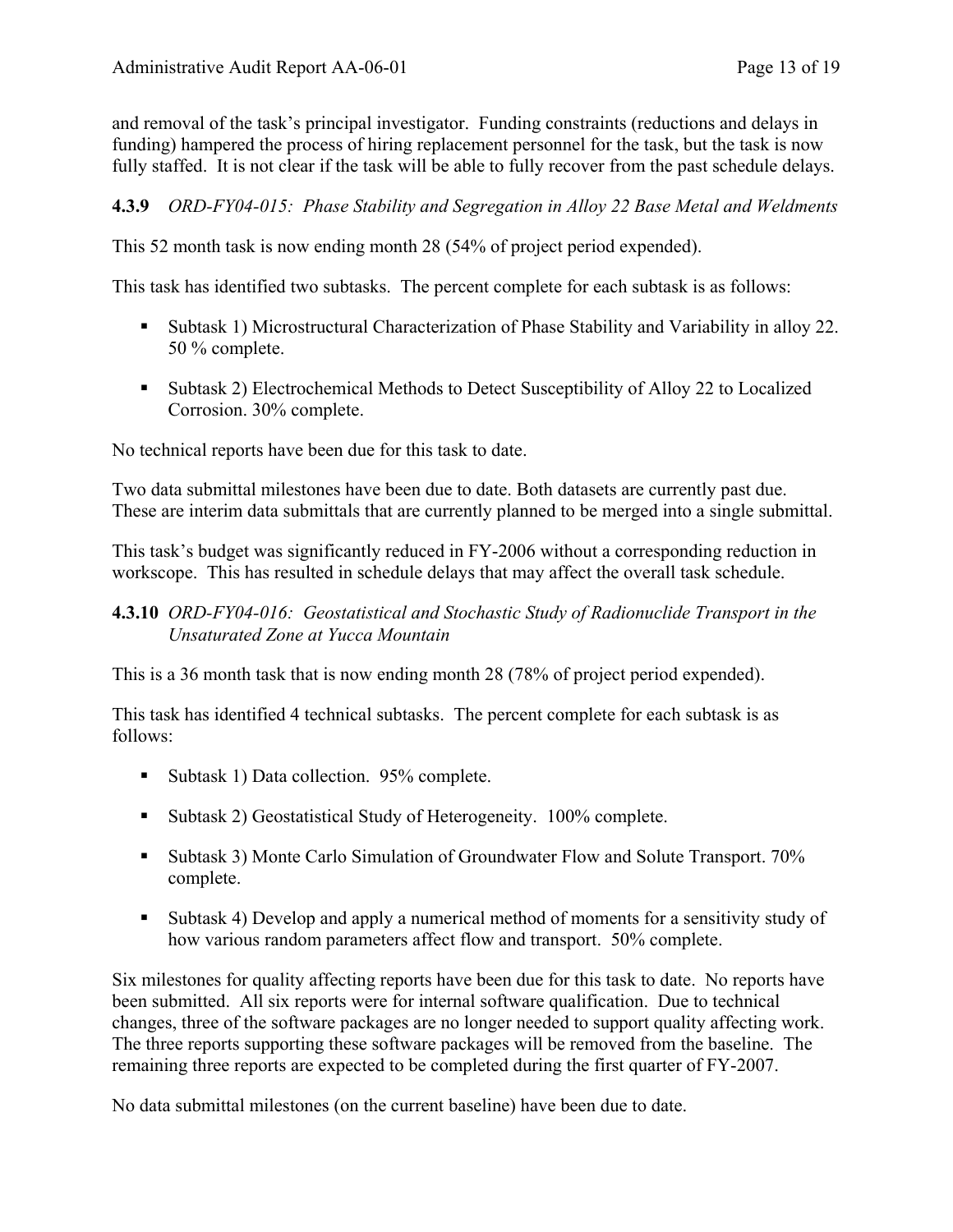and removal of the task's principal investigator. Funding constraints (reductions and delays in funding) hampered the process of hiring replacement personnel for the task, but the task is now fully staffed. It is not clear if the task will be able to fully recover from the past schedule delays.

**4.3.9** *ORD-FY04-015: Phase Stability and Segregation in Alloy 22 Base Metal and Weldments*

This 52 month task is now ending month 28 (54% of project period expended).

This task has identified two subtasks. The percent complete for each subtask is as follows:

- Subtask 1) Microstructural Characterization of Phase Stability and Variability in alloy 22. 50 % complete.
- Subtask 2) Electrochemical Methods to Detect Susceptibility of Alloy 22 to Localized Corrosion. 30% complete.

No technical reports have been due for this task to date.

Two data submittal milestones have been due to date. Both datasets are currently past due. These are interim data submittals that are currently planned to be merged into a single submittal.

This task's budget was significantly reduced in FY-2006 without a corresponding reduction in workscope. This has resulted in schedule delays that may affect the overall task schedule.

**4.3.10** *ORD-FY04-016: Geostatistical and Stochastic Study of Radionuclide Transport in the Unsaturated Zone at Yucca Mountain*

This is a 36 month task that is now ending month 28 (78% of project period expended).

This task has identified 4 technical subtasks. The percent complete for each subtask is as follows:

- Subtask 1) Data collection. 95% complete.
- Subtask 2) Geostatistical Study of Heterogeneity. 100% complete.
- Subtask 3) Monte Carlo Simulation of Groundwater Flow and Solute Transport. 70% complete.
- Subtask 4) Develop and apply a numerical method of moments for a sensitivity study of how various random parameters affect flow and transport. 50% complete.

Six milestones for quality affecting reports have been due for this task to date. No reports have been submitted. All six reports were for internal software qualification. Due to technical changes, three of the software packages are no longer needed to support quality affecting work. The three reports supporting these software packages will be removed from the baseline. The remaining three reports are expected to be completed during the first quarter of FY-2007.

No data submittal milestones (on the current baseline) have been due to date.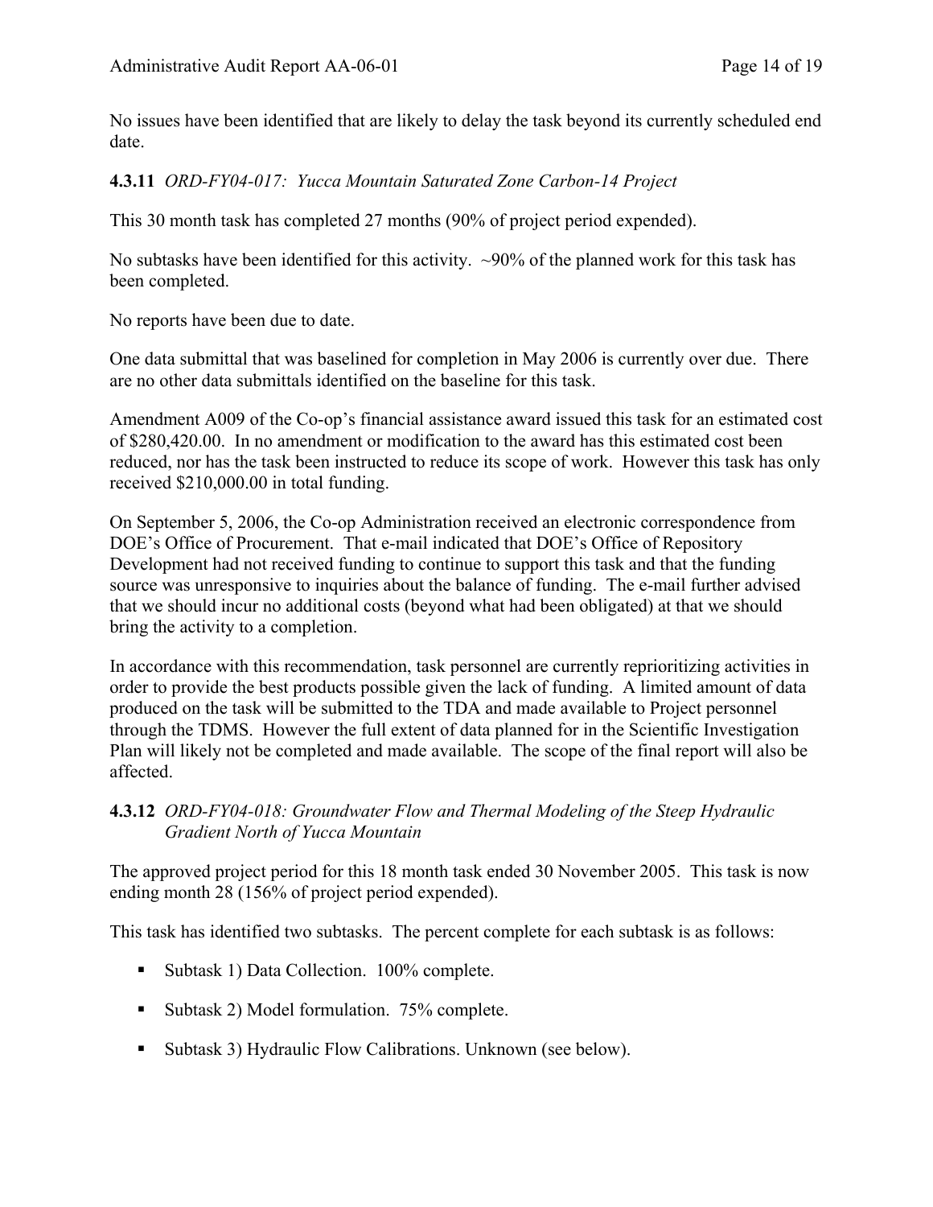No issues have been identified that are likely to delay the task beyond its currently scheduled end date.

#### 4.3.11 *ORD-FY04-017: Yucca Mountain Saturated Zone Carbon-14 Project*

This 30 month task has completed 27 months (90% of project period expended).

No subtasks have been identified for this activity. ~90% of the planned work for this task has been completed.

No reports have been due to date.

One data submittal that was baselined for completion in May 2006 is currently over due. There are no other data submittals identified on the baseline for this task.

Amendment A009 of the Co-op's financial assistance award issued this task for an estimated cost of $280,420.00. In no amendment or modification to the award has this estimated cost been reduced, nor has the task been instructed to reduce its scope of work. However this task has only received $210,000.00 in total funding.

On September 5, 2006, the Co-op Administration received an electronic correspondence from DOE's Office of Procurement. That e-mail indicated that DOE's Office of Repository Development had not received funding to continue to support this task and that the funding source was unresponsive to inquiries about the balance of funding. The e-mail further advised that we should incur no additional costs (beyond what had been obligated) at that we should bring the activity to a completion.

In accordance with this recommendation, task personnel are currently reprioritizing activities in order to provide the best products possible given the lack of funding. A limited amount of data produced on the task will be submitted to the TDA and made available to Project personnel through the TDMS. However the full extent of data planned for in the Scientific Investigation Plan will likely not be completed and made available. The scope of the final report will also be affected.

#### 4.3.12 *ORD-FY04-018: Groundwater Flow and Thermal Modeling of the Steep Hydraulic Gradient North of Yucca Mountain*

The approved project period for this 18 month task ended 30 November 2005. This task is now ending month 28 (156% of project period expended).

This task has identified two subtasks. The percent complete for each subtask is as follows:

- Subtask 1) Data Collection. 100% complete.
- Subtask 2) Model formulation. 75% complete.
- Subtask 3) Hydraulic Flow Calibrations. Unknown (see below).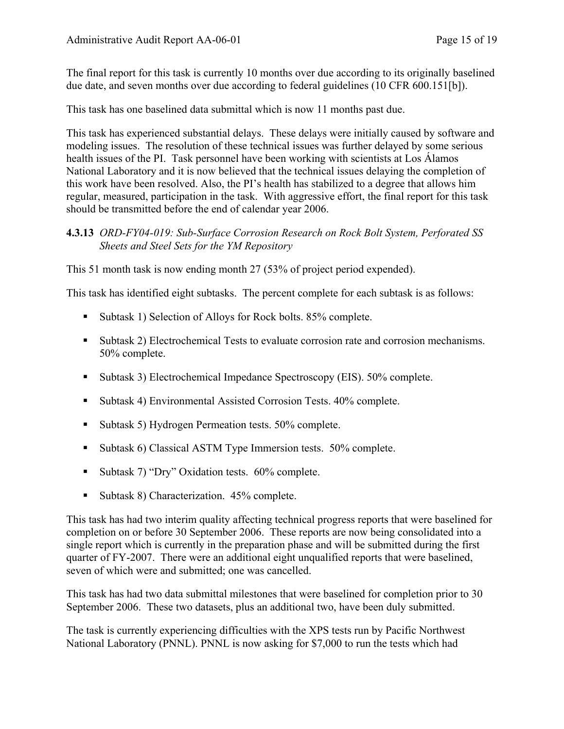The final report for this task is currently 10 months over due according to its originally baselined due date, and seven months over due according to federal guidelines (10 CFR 600.151[b]).

This task has one baselined data submittal which is now 11 months past due.

This task has experienced substantial delays. These delays were initially caused by software and modeling issues. The resolution of these technical issues was further delayed by some serious health issues of the PI. Task personnel have been working with scientists at Los Álamos National Laboratory and it is now believed that the technical issues delaying the completion of this work have been resolved. Also, the PI's health has stabilized to a degree that allows him regular, measured, participation in the task. With aggressive effort, the final report for this task should be transmitted before the end of calendar year 2006.

#### 4.3.13 *ORD-FY04-019: Sub-Surface Corrosion Research on Rock Bolt System, Perforated SS Sheets and Steel Sets for the YM Repository*

This 51 month task is now ending month 27 (53% of project period expended).

This task has identified eight subtasks. The percent complete for each subtask is as follows:

- Subtask 1) Selection of Alloys for Rock bolts. 85% complete.
- Subtask 2) Electrochemical Tests to evaluate corrosion rate and corrosion mechanisms. 50% complete.
- Subtask 3) Electrochemical Impedance Spectroscopy (EIS). 50% complete.
- Subtask 4) Environmental Assisted Corrosion Tests. 40% complete.
- Subtask 5) Hydrogen Permeation tests. 50% complete.
- Subtask 6) Classical ASTM Type Immersion tests. 50% complete.
- Subtask 7) "Dry" Oxidation tests. 60% complete.
- Subtask 8) Characterization. 45% complete.

This task has had two interim quality affecting technical progress reports that were baselined for completion on or before 30 September 2006. These reports are now being consolidated into a single report which is currently in the preparation phase and will be submitted during the first quarter of FY-2007. There were an additional eight unqualified reports that were baselined, seven of which were and submitted; one was cancelled.

This task has had two data submittal milestones that were baselined for completion prior to 30 September 2006. These two datasets, plus an additional two, have been duly submitted.

The task is currently experiencing difficulties with the XPS tests run by Pacific Northwest National Laboratory (PNNL). PNNL is now asking for $7,000 to run the tests which had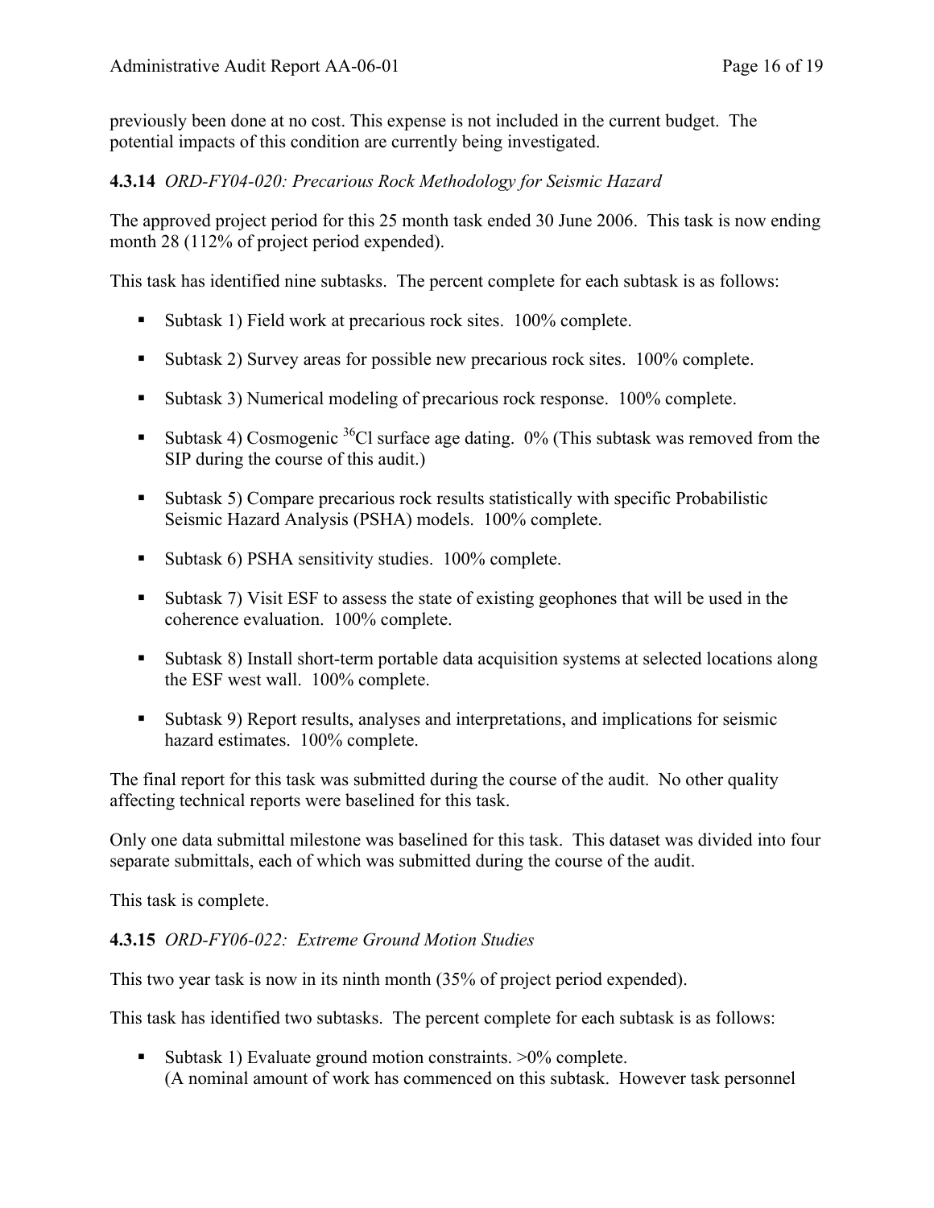previously been done at no cost. This expense is not included in the current budget. The potential impacts of this condition are currently being investigated.

#### 4.3.14 *ORD-FY04-020: Precarious Rock Methodology for Seismic Hazard*

The approved project period for this 25 month task ended 30 June 2006. This task is now ending month 28 (112% of project period expended).

This task has identified nine subtasks. The percent complete for each subtask is as follows:

- Subtask 1) Field work at precarious rock sites. 100% complete.
- Subtask 2) Survey areas for possible new precarious rock sites. 100% complete.
- Subtask 3) Numerical modeling of precarious rock response. 100% complete.
- Subtask 4) Cosmogenic $^{36}Cl$ surface age dating. 0% (This subtask was removed from the SIP during the course of this audit.)
- Subtask 5) Compare precarious rock results statistically with specific Probabilistic Seismic Hazard Analysis (PSHA) models. 100% complete.
- Subtask 6) PSHA sensitivity studies. 100% complete.
- Subtask 7) Visit ESF to assess the state of existing geophones that will be used in the coherence evaluation. 100% complete.
- Subtask 8) Install short-term portable data acquisition systems at selected locations along the ESF west wall. 100% complete.
- Subtask 9) Report results, analyses and interpretations, and implications for seismic hazard estimates. 100% complete.

The final report for this task was submitted during the course of the audit. No other quality affecting technical reports were baselined for this task.

Only one data submittal milestone was baselined for this task. This dataset was divided into four separate submittals, each of which was submitted during the course of the audit.

This task is complete.

#### 4.3.15 *ORD-FY06-022: Extreme Ground Motion Studies*

This two year task is now in its ninth month (35% of project period expended).

This task has identified two subtasks. The percent complete for each subtask is as follows:

- Subtask 1) Evaluate ground motion constraints. >0% complete.
  (A nominal amount of work has commenced on this subtask. However task personnel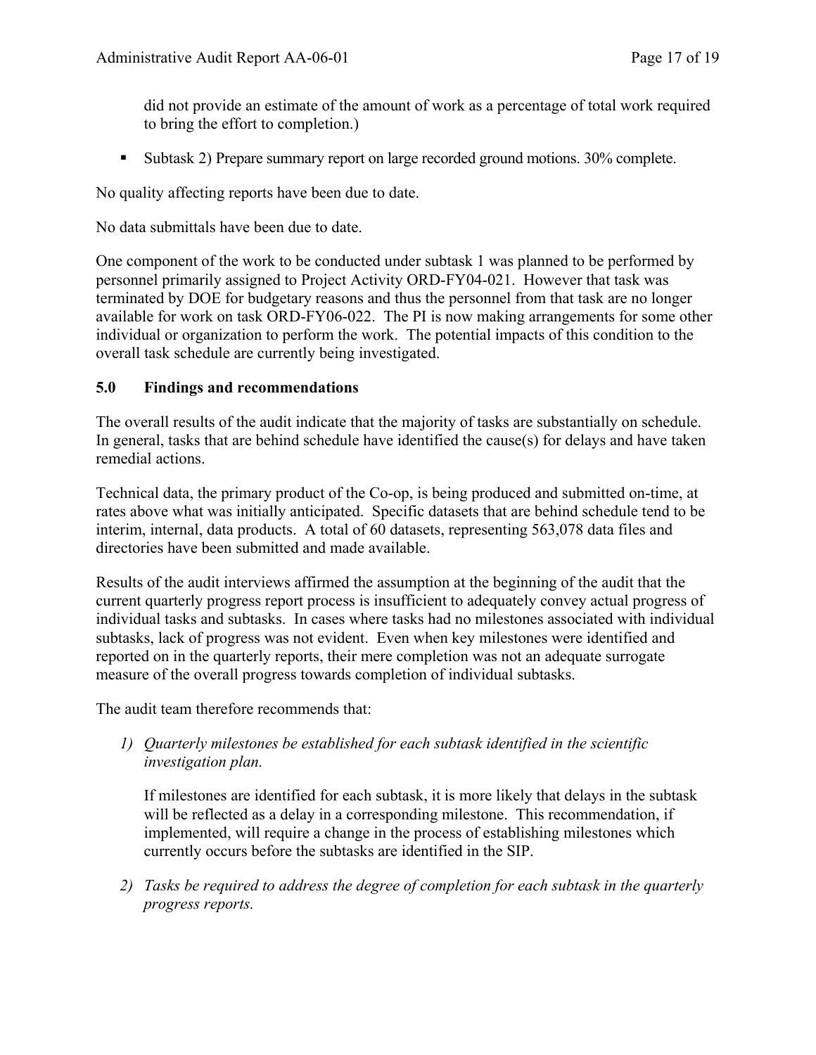did not provide an estimate of the amount of work as a percentage of total work required to bring the effort to completion.)

- Subtask 2) Prepare summary report on large recorded ground motions. 30% complete.

No quality affecting reports have been due to date.

No data submittals have been due to date.

One component of the work to be conducted under subtask 1 was planned to be performed by personnel primarily assigned to Project Activity ORD-FY04-021. However that task was terminated by DOE for budgetary reasons and thus the personnel from that task are no longer available for work on task ORD-FY06-022. The PI is now making arrangements for some other individual or organization to perform the work. The potential impacts of this condition to the overall task schedule are currently being investigated.

## 5.0 Findings and recommendations

The overall results of the audit indicate that the majority of tasks are substantially on schedule. In general, tasks that are behind schedule have identified the cause(s) for delays and have taken remedial actions.

Technical data, the primary product of the Co-op, is being produced and submitted on-time, at rates above what was initially anticipated. Specific datasets that are behind schedule tend to be interim, internal, data products. A total of 60 datasets, representing 563,078 data files and directories have been submitted and made available.

Results of the audit interviews affirmed the assumption at the beginning of the audit that the current quarterly progress report process is insufficient to adequately convey actual progress of individual tasks and subtasks. In cases where tasks had no milestones associated with individual subtasks, lack of progress was not evident. Even when key milestones were identified and reported on in the quarterly reports, their mere completion was not an adequate surrogate measure of the overall progress towards completion of individual subtasks.

The audit team therefore recommends that:

1) *Quarterly milestones be established for each subtask identified in the scientific investigation plan.*

   If milestones are identified for each subtask, it is more likely that delays in the subtask will be reflected as a delay in a corresponding milestone. This recommendation, if implemented, will require a change in the process of establishing milestones which currently occurs before the subtasks are identified in the SIP.

2) *Tasks be required to address the degree of completion for each subtask in the quarterly progress reports.*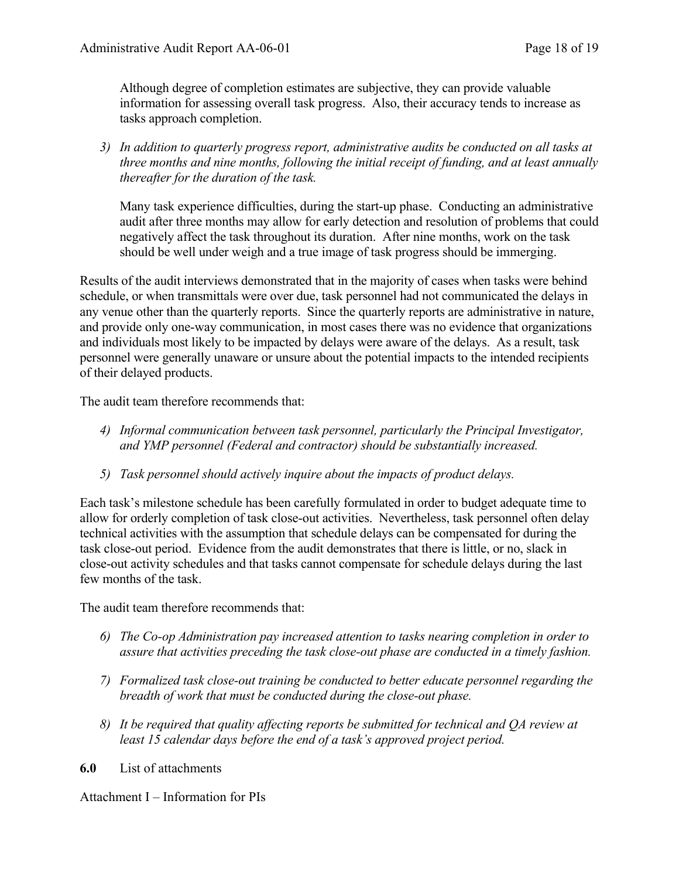Although degree of completion estimates are subjective, they can provide valuable information for assessing overall task progress. Also, their accuracy tends to increase as tasks approach completion.

3) *In addition to quarterly progress report, administrative audits be conducted on all tasks at three months and nine months, following the initial receipt of funding, and at least annually thereafter for the duration of the task.*

   Many task experience difficulties, during the start-up phase. Conducting an administrative audit after three months may allow for early detection and resolution of problems that could negatively affect the task throughout its duration. After nine months, work on the task should be well under weigh and a true image of task progress should be immerging.

Results of the audit interviews demonstrated that in the majority of cases when tasks were behind schedule, or when transmittals were over due, task personnel had not communicated the delays in any venue other than the quarterly reports. Since the quarterly reports are administrative in nature, and provide only one-way communication, in most cases there was no evidence that organizations and individuals most likely to be impacted by delays were aware of the delays. As a result, task personnel were generally unaware or unsure about the potential impacts to the intended recipients of their delayed products.

The audit team therefore recommends that:

4) *Informal communication between task personnel, particularly the Principal Investigator, and YMP personnel (Federal and contractor) should be substantially increased.*
5) *Task personnel should actively inquire about the impacts of product delays.*

Each task's milestone schedule has been carefully formulated in order to budget adequate time to allow for orderly completion of task close-out activities. Nevertheless, task personnel often delay technical activities with the assumption that schedule delays can be compensated for during the task close-out period. Evidence from the audit demonstrates that there is little, or no, slack in close-out activity schedules and that tasks cannot compensate for schedule delays during the last few months of the task.

The audit team therefore recommends that:

6) *The Co-op Administration pay increased attention to tasks nearing completion in order to assure that activities preceding the task close-out phase are conducted in a timely fashion.*
7) *Formalized task close-out training be conducted to better educate personnel regarding the breadth of work that must be conducted during the close-out phase.*
8) *It be required that quality affecting reports be submitted for technical and QA review at least 15 calendar days before the end of a task's approved project period.*

**6.0** List of attachments

Attachment I – Information for PIs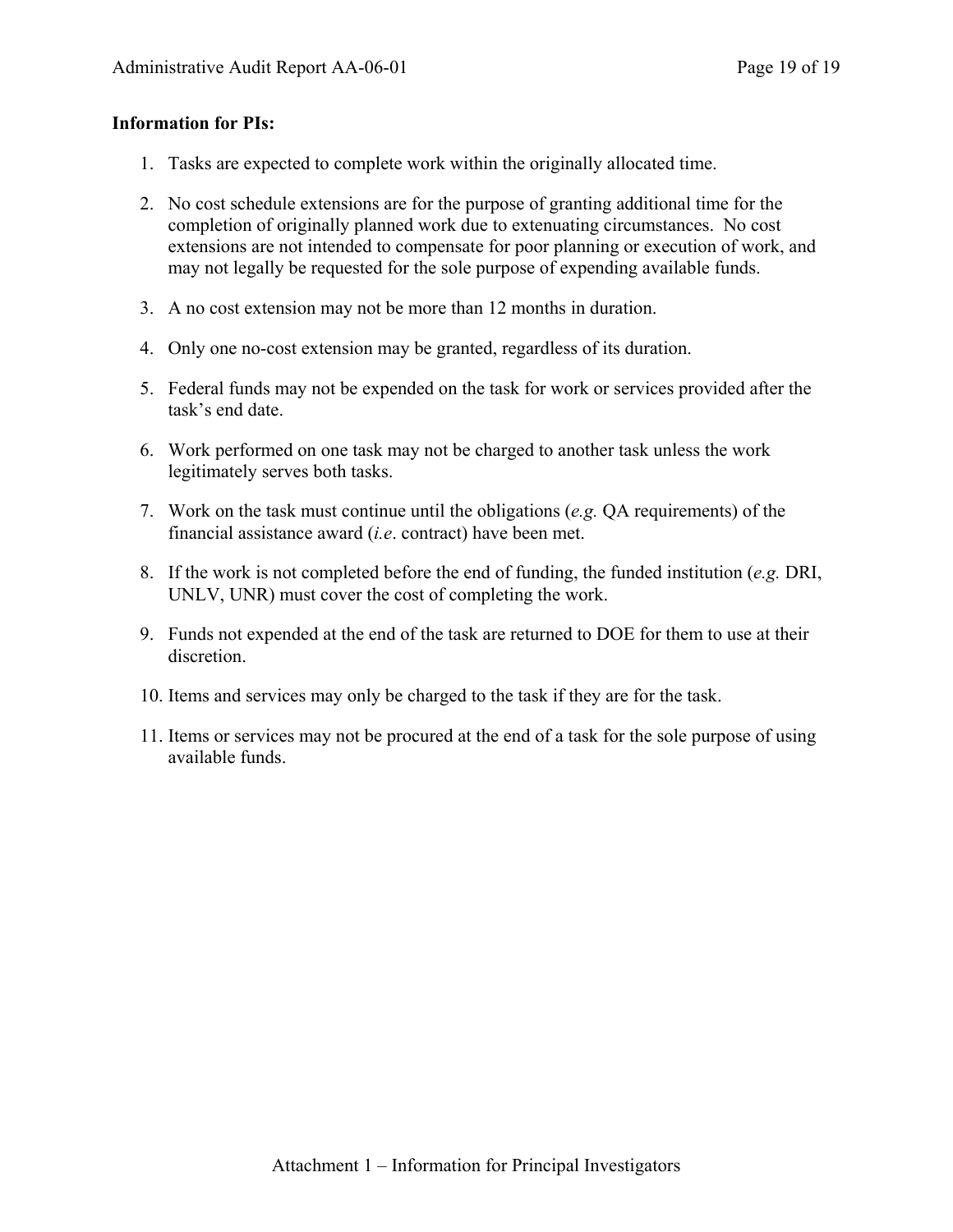**Information for PIs:**

1. Tasks are expected to complete work within the originally allocated time.
2. No cost schedule extensions are for the purpose of granting additional time for the completion of originally planned work due to extenuating circumstances. No cost extensions are not intended to compensate for poor planning or execution of work, and may not legally be requested for the sole purpose of expending available funds.
3. A no cost extension may not be more than 12 months in duration.
4. Only one no-cost extension may be granted, regardless of its duration.
5. Federal funds may not be expended on the task for work or services provided after the task's end date.
6. Work performed on one task may not be charged to another task unless the work legitimately serves both tasks.
7. Work on the task must continue until the obligations (*e.g.* QA requirements) of the financial assistance award (*i.e*. contract) have been met.
8. If the work is not completed before the end of funding, the funded institution (*e.g.* DRI, UNLV, UNR) must cover the cost of completing the work.
9. Funds not expended at the end of the task are returned to DOE for them to use at their discretion.
10. Items and services may only be charged to the task if they are for the task.
11. Items or services may not be procured at the end of a task for the sole purpose of using available funds.

Attachment 1 – Information for Principal Investigators